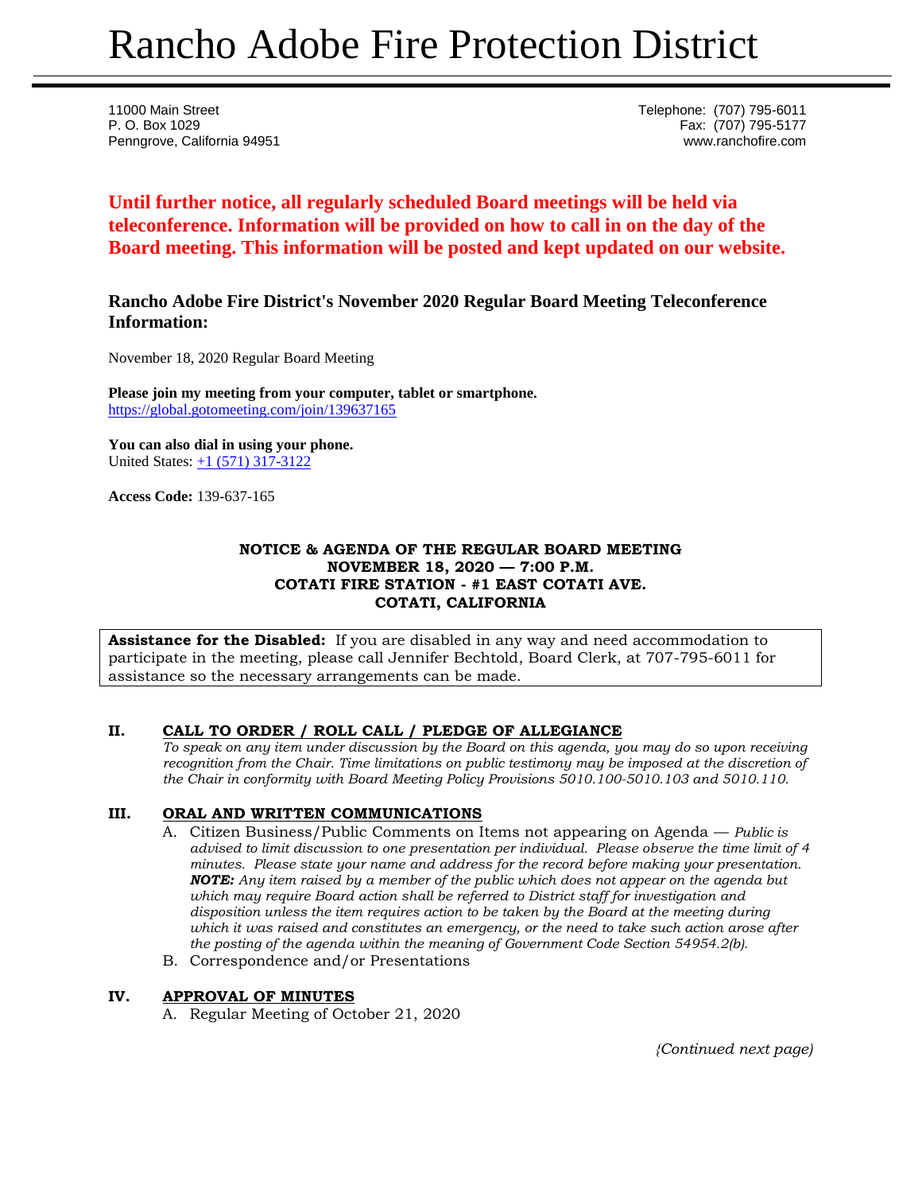# Rancho Adobe Fire Protection District

11000 Main Street
P. O. Box 1029
Penngrove, California 94951

Telephone: (707) 795-6011
Fax: (707) 795-5177
www.ranchofire.com

**Until further notice, all regularly scheduled Board meetings will be held via teleconference. Information will be provided on how to call in on the day of the Board meeting. This information will be posted and kept updated on our website.**

### Rancho Adobe Fire District's November 2020 Regular Board Meeting Teleconference Information:

November 18, 2020 Regular Board Meeting

**Please join my meeting from your computer, tablet or smartphone.**
https://global.gotomeeting.com/join/139637165

**You can also dial in using your phone.**
United States: +1 (571) 317-3122

**Access Code:** 139-637-165

**NOTICE & AGENDA OF THE REGULAR BOARD MEETING**
**NOVEMBER 18, 2020 — 7:00 P.M.**
**COTATI FIRE STATION - #1 EAST COTATI AVE.**
**COTATI, CALIFORNIA**

**Assistance for the Disabled:** If you are disabled in any way and need accommodation to participate in the meeting, please call Jennifer Bechtold, Board Clerk, at 707-795-6011 for assistance so the necessary arrangements can be made.

## II. CALL TO ORDER / ROLL CALL / PLEDGE OF ALLEGIANCE

*To speak on any item under discussion by the Board on this agenda, you may do so upon receiving recognition from the Chair. Time limitations on public testimony may be imposed at the discretion of the Chair in conformity with Board Meeting Policy Provisions 5010.100-5010.103 and 5010.110.*

## III. ORAL AND WRITTEN COMMUNICATIONS

A. Citizen Business/Public Comments on Items not appearing on Agenda — *Public is advised to limit discussion to one presentation per individual. Please observe the time limit of 4 minutes. Please state your name and address for the record before making your presentation.* ***NOTE:*** *Any item raised by a member of the public which does not appear on the agenda but which may require Board action shall be referred to District staff for investigation and disposition unless the item requires action to be taken by the Board at the meeting during which it was raised and constitutes an emergency, or the need to take such action arose after the posting of the agenda within the meaning of Government Code Section 54954.2(b).*

B. Correspondence and/or Presentations

## IV. APPROVAL OF MINUTES

A. Regular Meeting of October 21, 2020

*(Continued next page)*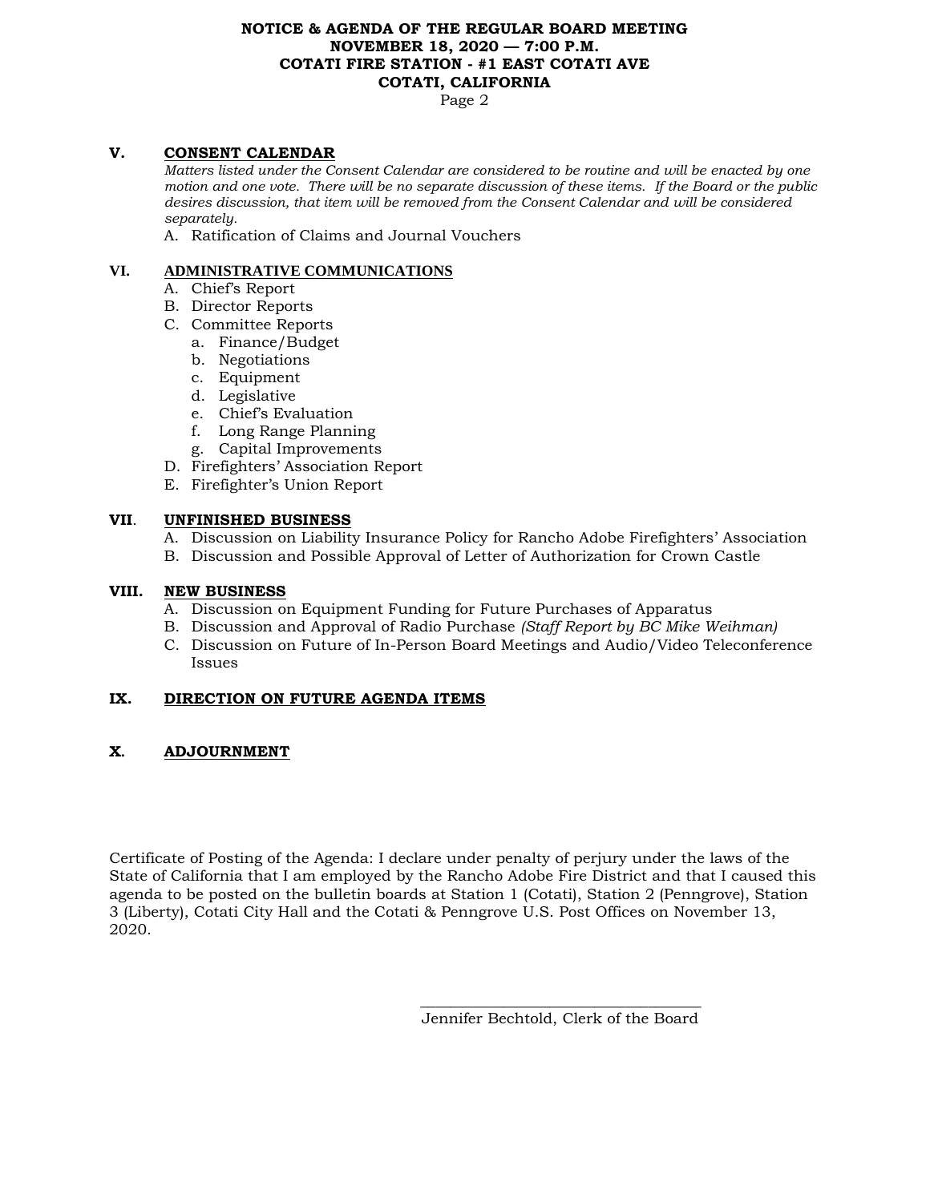**NOTICE & AGENDA OF THE REGULAR BOARD MEETING**
**NOVEMBER 18, 2020 — 7:00 P.M.**
**COTATI FIRE STATION - #1 EAST COTATI AVE**
**COTATI, CALIFORNIA**

## V. CONSENT CALENDAR

*Matters listed under the Consent Calendar are considered to be routine and will be enacted by one motion and one vote. There will be no separate discussion of these items. If the Board or the public desires discussion, that item will be removed from the Consent Calendar and will be considered separately.*

A. Ratification of Claims and Journal Vouchers

## VI. ADMINISTRATIVE COMMUNICATIONS

A. Chief's Report
B. Director Reports
C. Committee Reports
   a. Finance/Budget
   b. Negotiations
   c. Equipment
   d. Legislative
   e. Chief's Evaluation
   f. Long Range Planning
   g. Capital Improvements
D. Firefighters' Association Report
E. Firefighter's Union Report

## VII. UNFINISHED BUSINESS

A. Discussion on Liability Insurance Policy for Rancho Adobe Firefighters' Association
B. Discussion and Possible Approval of Letter of Authorization for Crown Castle

## VIII. NEW BUSINESS

A. Discussion on Equipment Funding for Future Purchases of Apparatus
B. Discussion and Approval of Radio Purchase *(Staff Report by BC Mike Weihman)*
C. Discussion on Future of In-Person Board Meetings and Audio/Video Teleconference Issues

## IX. DIRECTION ON FUTURE AGENDA ITEMS

## X. ADJOURNMENT

Certificate of Posting of the Agenda: I declare under penalty of perjury under the laws of the State of California that I am employed by the Rancho Adobe Fire District and that I caused this agenda to be posted on the bulletin boards at Station 1 (Cotati), Station 2 (Penngrove), Station 3 (Liberty), Cotati City Hall and the Cotati & Penngrove U.S. Post Offices on November 13, 2020.

___________________________________
Jennifer Bechtold, Clerk of the Board